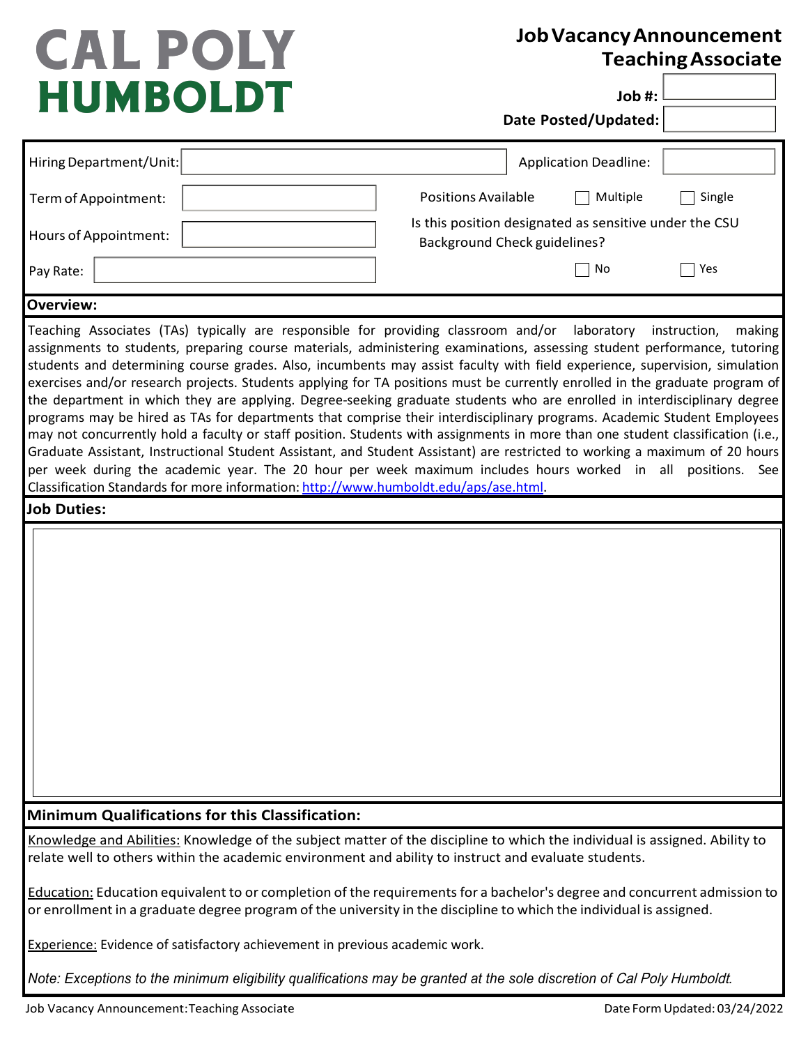# CAL POLY HUMBOLDT

## Job Vacancy Announcement
## Teaching Associate

**Job #:**

**Date Posted/Updated:**

| | | | |
|---|---|---|---|
| Hiring Department/Unit: | | Application Deadline: | |
| Term of Appointment: | | Positions Available | ☐ Multiple ☐ Single |
| Hours of Appointment: | | Is this position designated as sensitive under the CSU Background Check guidelines? | ☐ No ☐ Yes |
| Pay Rate: | | | |

**Overview:**

Teaching Associates (TAs) typically are responsible for providing classroom and/or laboratory instruction, making assignments to students, preparing course materials, administering examinations, assessing student performance, tutoring students and determining course grades. Also, incumbents may assist faculty with field experience, supervision, simulation exercises and/or research projects. Students applying for TA positions must be currently enrolled in the graduate program of the department in which they are applying. Degree-seeking graduate students who are enrolled in interdisciplinary degree programs may be hired as TAs for departments that comprise their interdisciplinary programs. Academic Student Employees may not concurrently hold a faculty or staff position. Students with assignments in more than one student classification (i.e., Graduate Assistant, Instructional Student Assistant, and Student Assistant) are restricted to working a maximum of 20 hours per week during the academic year. The 20 hour per week maximum includes hours worked in all positions. See Classification Standards for more information: [http://www.humboldt.edu/aps/ase.html](http://www.humboldt.edu/aps/ase.html).

**Job Duties:**

**Minimum Qualifications for this Classification:**

Knowledge and Abilities: Knowledge of the subject matter of the discipline to which the individual is assigned. Ability to relate well to others within the academic environment and ability to instruct and evaluate students.

Education: Education equivalent to or completion of the requirements for a bachelor's degree and concurrent admission to or enrollment in a graduate degree program of the university in the discipline to which the individual is assigned.

Experience: Evidence of satisfactory achievement in previous academic work.

*Note: Exceptions to the minimum eligibility qualifications may be granted at the sole discretion of Cal Poly Humboldt.*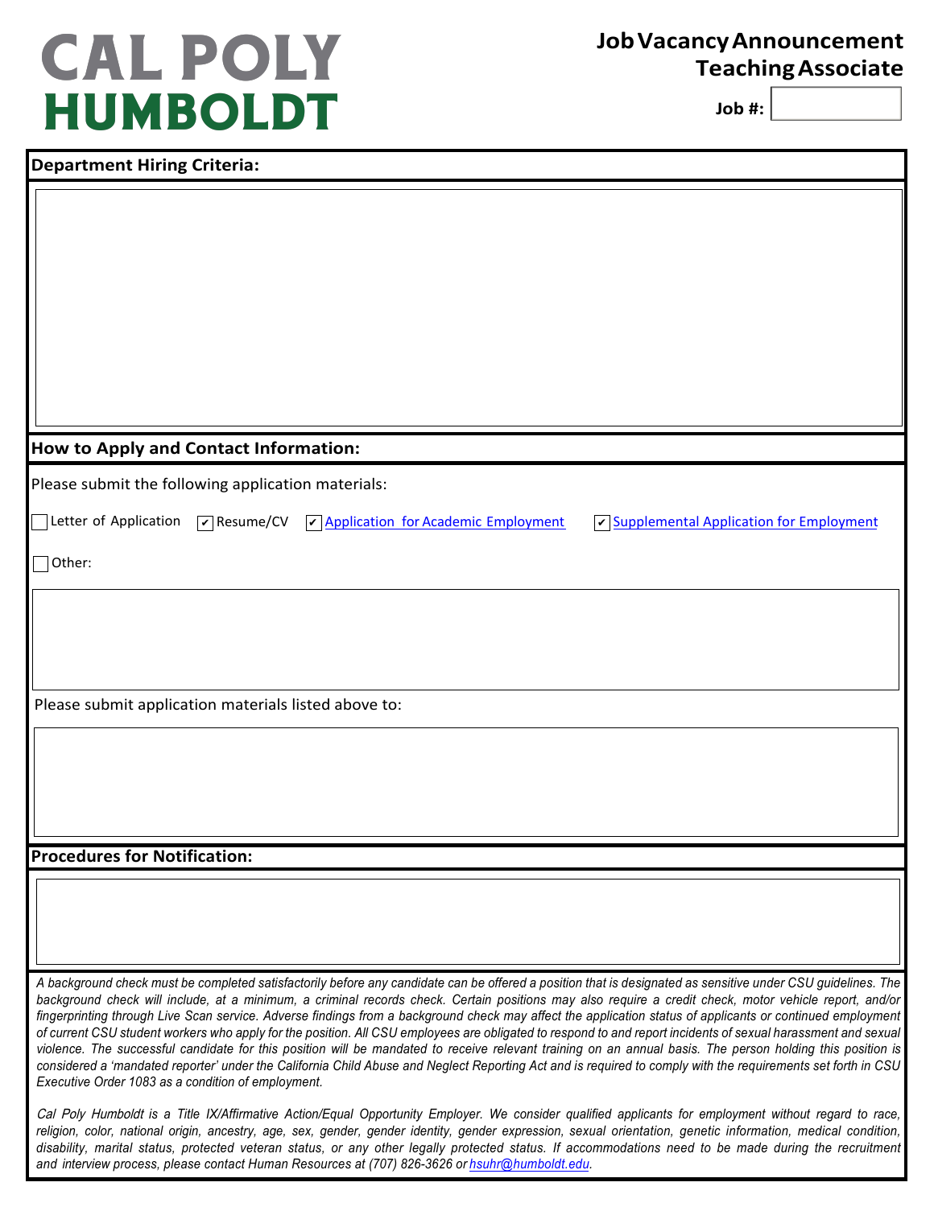# CAL POLY HUMBOLDT

## Job Vacancy Announcement
## Teaching Associate

**Job #:**

**Department Hiring Criteria:**

**How to Apply and Contact Information:**

Please submit the following application materials:

- [ ] Letter of Application
- [x] Resume/CV
- [x] Application for Academic Employment
- [x] Supplemental Application for Employment
- [ ] Other:

Please submit application materials listed above to:

**Procedures for Notification:**

*A background check must be completed satisfactorily before any candidate can be offered a position that is designated as sensitive under CSU guidelines. The background check will include, at a minimum, a criminal records check. Certain positions may also require a credit check, motor vehicle report, and/or fingerprinting through Live Scan service. Adverse findings from a background check may affect the application status of applicants or continued employment of current CSU student workers who apply for the position. All CSU employees are obligated to respond to and report incidents of sexual harassment and sexual violence. The successful candidate for this position will be mandated to receive relevant training on an annual basis. The person holding this position is considered a 'mandated reporter' under the California Child Abuse and Neglect Reporting Act and is required to comply with the requirements set forth in CSU Executive Order 1083 as a condition of employment.*

*Cal Poly Humboldt is a Title IX/Affirmative Action/Equal Opportunity Employer. We consider qualified applicants for employment without regard to race, religion, color, national origin, ancestry, age, sex, gender, gender identity, gender expression, sexual orientation, genetic information, medical condition, disability, marital status, protected veteran status, or any other legally protected status. If accommodations need to be made during the recruitment and interview process, please contact Human Resources at (707) 826-3626 or hsuhr@humboldt.edu.*